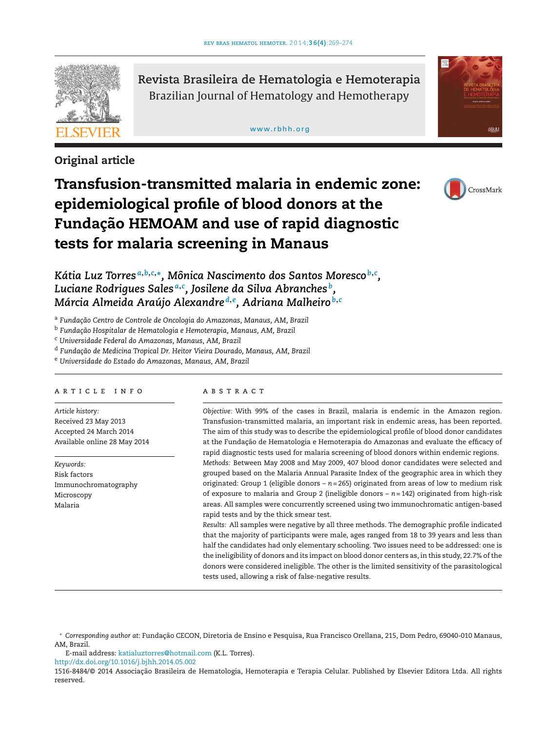Revista Brasileira de Hematologia e Hemoterapia
Brazilian Journal of Hematology and Hemotherapy

www.rbhh.org

## Original article

# Transfusion-transmitted malaria in endemic zone: epidemiological profile of blood donors at the Fundação HEMOAM and use of rapid diagnostic tests for malaria screening in Manaus

*Kátia Luz Torres*[a,b,c,*], *Mônica Nascimento dos Santos Moresco*[b,c], *Luciane Rodrigues Sales*[a,c], *Josilene da Silva Abranches*[b], *Márcia Almeida Araújo Alexandre*[d,e], *Adriana Malheiro*[b,c]

[a] *Fundação Centro de Controle de Oncologia do Amazonas, Manaus, AM, Brazil*
[b] *Fundação Hospitalar de Hematologia e Hemoterapia, Manaus, AM, Brazil*
[c] *Universidade Federal do Amazonas, Manaus, AM, Brazil*
[d] *Fundação de Medicina Tropical Dr. Heitor Vieira Dourado, Manaus, AM, Brazil*
[e] *Universidade do Estado do Amazonas, Manaus, AM, Brazil*

## ARTICLE INFO

*Article history:*
Received 23 May 2013
Accepted 24 March 2014
Available online 28 May 2014

*Keywords:*
Risk factors
Immunochromatography
Microscopy
Malaria

## ABSTRACT

*Objective:* With 99% of the cases in Brazil, malaria is endemic in the Amazon region. Transfusion-transmitted malaria, an important risk in endemic areas, has been reported. The aim of this study was to describe the epidemiological profile of blood donor candidates at the Fundação de Hematologia e Hemoterapia do Amazonas and evaluate the efficacy of rapid diagnostic tests used for malaria screening of blood donors within endemic regions.

*Methods:* Between May 2008 and May 2009, 407 blood donor candidates were selected and grouped based on the Malaria Annual Parasite Index of the geographic area in which they originated: Group 1 (eligible donors – $n = 265$) originated from areas of low to medium risk of exposure to malaria and Group 2 (ineligible donors – $n = 142$) originated from high-risk areas. All samples were concurrently screened using two immunochromatic antigen-based rapid tests and by the thick smear test.

*Results:* All samples were negative by all three methods. The demographic profile indicated that the majority of participants were male, ages ranged from 18 to 39 years and less than half the candidates had only elementary schooling. Two issues need to be addressed: one is the ineligibility of donors and its impact on blood donor centers as, in this study, 22.7% of the donors were considered ineligible. The other is the limited sensitivity of the parasitological tests used, allowing a risk of false-negative results.

\* *Corresponding author at*: Fundação CECON, Diretoria de Ensino e Pesquisa, Rua Francisco Orellana, 215, Dom Pedro, 69040-010 Manaus, AM, Brazil.

E-mail address: katialuztorres@hotmail.com (K.L. Torres).

http://dx.doi.org/10.1016/j.bjhh.2014.05.002

1516-8484/© 2014 Associação Brasileira de Hematologia, Hemoterapia e Terapia Celular. Published by Elsevier Editora Ltda. All rights reserved.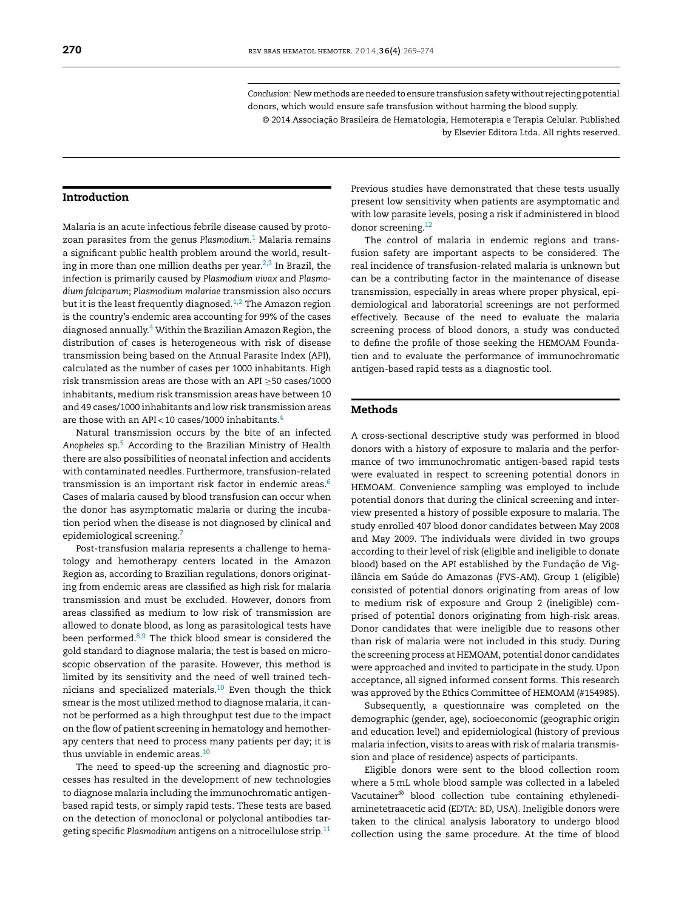*Conclusion:* New methods are needed to ensure transfusion safety without rejecting potential donors, which would ensure safe transfusion without harming the blood supply.

© 2014 Associação Brasileira de Hematologia, Hemoterapia e Terapia Celular. Published by Elsevier Editora Ltda. All rights reserved.

## Introduction

Malaria is an acute infectious febrile disease caused by protozoan parasites from the genus *Plasmodium*.[1] Malaria remains a significant public health problem around the world, resulting in more than one million deaths per year.[2,3] In Brazil, the infection is primarily caused by *Plasmodium vivax* and *Plasmodium falciparum*; *Plasmodium malariae* transmission also occurs but it is the least frequently diagnosed.[1,2] The Amazon region is the country's endemic area accounting for 99% of the cases diagnosed annually.[4] Within the Brazilian Amazon Region, the distribution of cases is heterogeneous with risk of disease transmission being based on the Annual Parasite Index (API), calculated as the number of cases per 1000 inhabitants. High risk transmission areas are those with an API $\geq$50 cases/1000 inhabitants, medium risk transmission areas have between 10 and 49 cases/1000 inhabitants and low risk transmission areas are those with an API < 10 cases/1000 inhabitants.[4]

Natural transmission occurs by the bite of an infected *Anopheles* sp.[5] According to the Brazilian Ministry of Health there are also possibilities of neonatal infection and accidents with contaminated needles. Furthermore, transfusion-related transmission is an important risk factor in endemic areas.[6] Cases of malaria caused by blood transfusion can occur when the donor has asymptomatic malaria or during the incubation period when the disease is not diagnosed by clinical and epidemiological screening.[7]

Post-transfusion malaria represents a challenge to hematology and hemotherapy centers located in the Amazon Region as, according to Brazilian regulations, donors originating from endemic areas are classified as high risk for malaria transmission and must be excluded. However, donors from areas classified as medium to low risk of transmission are allowed to donate blood, as long as parasitological tests have been performed.[8,9] The thick blood smear is considered the gold standard to diagnose malaria; the test is based on microscopic observation of the parasite. However, this method is limited by its sensitivity and the need of well trained technicians and specialized materials.[10] Even though the thick smear is the most utilized method to diagnose malaria, it cannot be performed as a high throughput test due to the impact on the flow of patient screening in hematology and hemotherapy centers that need to process many patients per day; it is thus unviable in endemic areas.[10]

The need to speed-up the screening and diagnostic processes has resulted in the development of new technologies to diagnose malaria including the immunochromatic antigen-based rapid tests, or simply rapid tests. These tests are based on the detection of monoclonal or polyclonal antibodies targeting specific *Plasmodium* antigens on a nitrocellulose strip.[11] Previous studies have demonstrated that these tests usually present low sensitivity when patients are asymptomatic and with low parasite levels, posing a risk if administered in blood donor screening.[12]

The control of malaria in endemic regions and transfusion safety are important aspects to be considered. The real incidence of transfusion-related malaria is unknown but can be a contributing factor in the maintenance of disease transmission, especially in areas where proper physical, epidemiological and laboratorial screenings are not performed effectively. Because of the need to evaluate the malaria screening process of blood donors, a study was conducted to define the profile of those seeking the HEMOAM Foundation and to evaluate the performance of immunochromatic antigen-based rapid tests as a diagnostic tool.

## Methods

A cross-sectional descriptive study was performed in blood donors with a history of exposure to malaria and the performance of two immunochromatic antigen-based rapid tests were evaluated in respect to screening potential donors in HEMOAM. Convenience sampling was employed to include potential donors that during the clinical screening and interview presented a history of possible exposure to malaria. The study enrolled 407 blood donor candidates between May 2008 and May 2009. The individuals were divided in two groups according to their level of risk (eligible and ineligible to donate blood) based on the API established by the Fundação de Vigilância em Saúde do Amazonas (FVS-AM). Group 1 (eligible) consisted of potential donors originating from areas of low to medium risk of exposure and Group 2 (ineligible) comprised of potential donors originating from high-risk areas. Donor candidates that were ineligible due to reasons other than risk of malaria were not included in this study. During the screening process at HEMOAM, potential donor candidates were approached and invited to participate in the study. Upon acceptance, all signed informed consent forms. This research was approved by the Ethics Committee of HEMOAM (#154985).

Subsequently, a questionnaire was completed on the demographic (gender, age), socioeconomic (geographic origin and education level) and epidemiological (history of previous malaria infection, visits to areas with risk of malaria transmission and place of residence) aspects of participants.

Eligible donors were sent to the blood collection room where a 5 mL whole blood sample was collected in a labeled Vacutainer® blood collection tube containing ethylenediaminetetraacetic acid (EDTA: BD, USA). Ineligible donors were taken to the clinical analysis laboratory to undergo blood collection using the same procedure. At the time of blood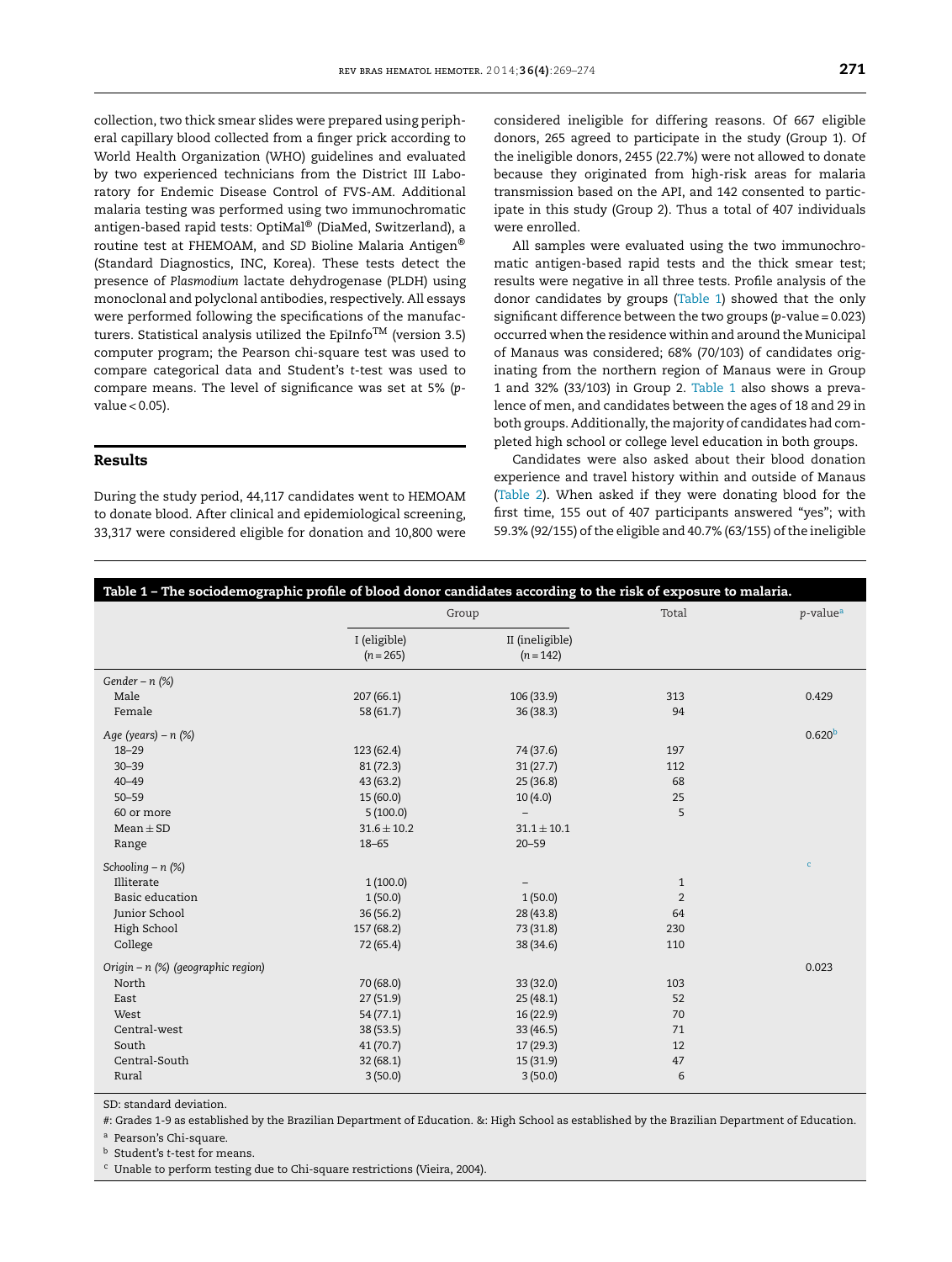collection, two thick smear slides were prepared using peripheral capillary blood collected from a finger prick according to World Health Organization (WHO) guidelines and evaluated by two experienced technicians from the District III Laboratory for Endemic Disease Control of FVS-AM. Additional malaria testing was performed using two immunochromatic antigen-based rapid tests: OptiMal® (DiaMed, Switzerland), a routine test at FHEMOAM, and *SD* Bioline Malaria Antigen® (Standard Diagnostics, INC, Korea). These tests detect the presence of *Plasmodium* lactate dehydrogenase (PLDH) using monoclonal and polyclonal antibodies, respectively. All essays were performed following the specifications of the manufacturers. Statistical analysis utilized the EpiInfo™ (version 3.5) computer program; the Pearson chi-square test was used to compare categorical data and Student's *t*-test was used to compare means. The level of significance was set at 5% ($p$-value < 0.05).

## Results

During the study period, 44,117 candidates went to HEMOAM to donate blood. After clinical and epidemiological screening, 33,317 were considered eligible for donation and 10,800 were considered ineligible for differing reasons. Of 667 eligible donors, 265 agreed to participate in the study (Group 1). Of the ineligible donors, 2455 (22.7%) were not allowed to donate because they originated from high-risk areas for malaria transmission based on the API, and 142 consented to participate in this study (Group 2). Thus a total of 407 individuals were enrolled.

All samples were evaluated using the two immunochromatic antigen-based rapid tests and the thick smear test; results were negative in all three tests. Profile analysis of the donor candidates by groups (Table 1) showed that the only significant difference between the two groups ($p$-value = 0.023) occurred when the residence within and around the Municipal of Manaus was considered; 68% (70/103) of candidates originating from the northern region of Manaus were in Group 1 and 32% (33/103) in Group 2. Table 1 also shows a prevalence of men, and candidates between the ages of 18 and 29 in both groups. Additionally, the majority of candidates had completed high school or college level education in both groups.

Candidates were also asked about their blood donation experience and travel history within and outside of Manaus (Table 2). When asked if they were donating blood for the first time, 155 out of 407 participants answered "yes"; with 59.3% (92/155) of the eligible and 40.7% (63/155) of the ineligible

**Table 1 – The sociodemographic profile of blood donor candidates according to the risk of exposure to malaria.**

| | Group | | Total | $p$-value[a] |
|---|---|---|---|---|
| | I (eligible) ($n$ = 265) | II (ineligible) ($n$ = 142) | | |
| *Gender – n (%)* | | | | |
| Male | 207 (66.1) | 106 (33.9) | 313 | 0.429 |
| Female | 58 (61.7) | 36 (38.3) | 94 | |
| *Age (years) – n (%)* | | | | 0.620[b] |
| 18–29 | 123 (62.4) | 74 (37.6) | 197 | |
| 30–39 | 81 (72.3) | 31 (27.7) | 112 | |
| 40–49 | 43 (63.2) | 25 (36.8) | 68 | |
| 50–59 | 15 (60.0) | 10 (4.0) | 25 | |
| 60 or more | 5 (100.0) | – | 5 | |
| Mean ± SD | 31.6 ± 10.2 | 31.1 ± 10.1 | | |
| Range | 18–65 | 20–59 | | |
| *Schooling – n (%)* | | | | [c] |
| Illiterate | 1 (100.0) | – | 1 | |
| Basic education | 1 (50.0) | 1 (50.0) | 2 | |
| Junior School | 36 (56.2) | 28 (43.8) | 64 | |
| High School | 157 (68.2) | 73 (31.8) | 230 | |
| College | 72 (65.4) | 38 (34.6) | 110 | |
| *Origin – n (%) (geographic region)* | | | | 0.023 |
| North | 70 (68.0) | 33 (32.0) | 103 | |
| East | 27 (51.9) | 25 (48.1) | 52 | |
| West | 54 (77.1) | 16 (22.9) | 70 | |
| Central-west | 38 (53.5) | 33 (46.5) | 71 | |
| South | 41 (70.7) | 17 (29.3) | 12 | |
| Central-South | 32 (68.1) | 15 (31.9) | 47 | |
| Rural | 3 (50.0) | 3 (50.0) | 6 | |

SD: standard deviation.

#: Grades 1-9 as established by the Brazilian Department of Education. &: High School as established by the Brazilian Department of Education.

[a] Pearson's Chi-square.

[b] Student's *t*-test for means.

[c] Unable to perform testing due to Chi-square restrictions (Vieira, 2004).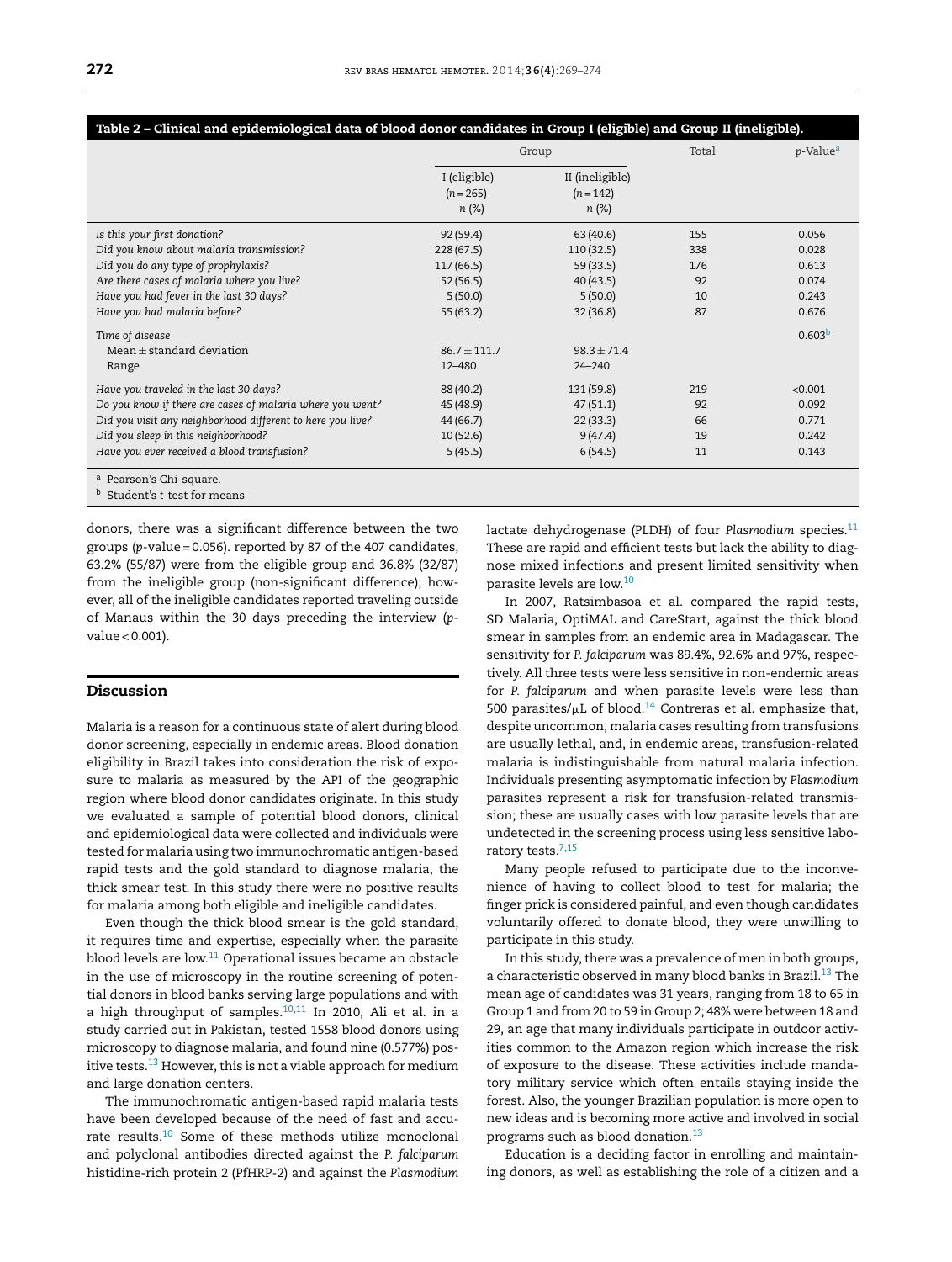**Table 2 – Clinical and epidemiological data of blood donor candidates in Group I (eligible) and Group II (ineligible).**

| | Group | | Total | p-Value[a] |
|---|---|---|---|---|
| | I (eligible) (n = 265) n (%) | II (ineligible) (n = 142) n (%) | | |
| *Is this your first donation?* | 92 (59.4) | 63 (40.6) | 155 | 0.056 |
| *Did you know about malaria transmission?* | 228 (67.5) | 110 (32.5) | 338 | 0.028 |
| *Did you do any type of prophylaxis?* | 117 (66.5) | 59 (33.5) | 176 | 0.613 |
| *Are there cases of malaria where you live?* | 52 (56.5) | 40 (43.5) | 92 | 0.074 |
| *Have you had fever in the last 30 days?* | 5 (50.0) | 5 (50.0) | 10 | 0.243 |
| *Have you had malaria before?* | 55 (63.2) | 32 (36.8) | 87 | 0.676 |
| *Time of disease* | | | | 0.603[b] |
| Mean ± standard deviation | 86.7 ± 111.7 | 98.3 ± 71.4 | | |
| Range | 12–480 | 24–240 | | |
| *Have you traveled in the last 30 days?* | 88 (40.2) | 131 (59.8) | 219 | <0.001 |
| *Do you know if there are cases of malaria where you went?* | 45 (48.9) | 47 (51.1) | 92 | 0.092 |
| *Did you visit any neighborhood different to here you live?* | 44 (66.7) | 22 (33.3) | 66 | 0.771 |
| *Did you sleep in this neighborhood?* | 10 (52.6) | 9 (47.4) | 19 | 0.242 |
| *Have you ever received a blood transfusion?* | 5 (45.5) | 6 (54.5) | 11 | 0.143 |

[a] Pearson's Chi-square.
[b] Student's t-test for means

donors, there was a significant difference between the two groups (p-value = 0.056). reported by 87 of the 407 candidates, 63.2% (55/87) were from the eligible group and 36.8% (32/87) from the ineligible group (non-significant difference); however, all of the ineligible candidates reported traveling outside of Manaus within the 30 days preceding the interview (p-value < 0.001).

## Discussion

Malaria is a reason for a continuous state of alert during blood donor screening, especially in endemic areas. Blood donation eligibility in Brazil takes into consideration the risk of exposure to malaria as measured by the API of the geographic region where blood donor candidates originate. In this study we evaluated a sample of potential blood donors, clinical and epidemiological data were collected and individuals were tested for malaria using two immunochromatic antigen-based rapid tests and the gold standard to diagnose malaria, the thick smear test. In this study there were no positive results for malaria among both eligible and ineligible candidates.

Even though the thick blood smear is the gold standard, it requires time and expertise, especially when the parasite blood levels are low.[11] Operational issues became an obstacle in the use of microscopy in the routine screening of potential donors in blood banks serving large populations and with a high throughput of samples.[10,11] In 2010, Ali et al. in a study carried out in Pakistan, tested 1558 blood donors using microscopy to diagnose malaria, and found nine (0.577%) positive tests.[13] However, this is not a viable approach for medium and large donation centers.

The immunochromatic antigen-based rapid malaria tests have been developed because of the need of fast and accurate results.[10] Some of these methods utilize monoclonal and polyclonal antibodies directed against the *P. falciparum* histidine-rich protein 2 (PfHRP-2) and against the *Plasmodium* lactate dehydrogenase (PLDH) of four *Plasmodium* species.[11] These are rapid and efficient tests but lack the ability to diagnose mixed infections and present limited sensitivity when parasite levels are low.[10]

In 2007, Ratsimbasoa et al. compared the rapid tests, SD Malaria, OptiMAL and CareStart, against the thick blood smear in samples from an endemic area in Madagascar. The sensitivity for *P. falciparum* was 89.4%, 92.6% and 97%, respectively. All three tests were less sensitive in non-endemic areas for *P. falciparum* and when parasite levels were less than 500 parasites/μL of blood.[14] Contreras et al. emphasize that, despite uncommon, malaria cases resulting from transfusions are usually lethal, and, in endemic areas, transfusion-related malaria is indistinguishable from natural malaria infection. Individuals presenting asymptomatic infection by *Plasmodium* parasites represent a risk for transfusion-related transmission; these are usually cases with low parasite levels that are undetected in the screening process using less sensitive laboratory tests.[7,15]

Many people refused to participate due to the inconvenience of having to collect blood to test for malaria; the finger prick is considered painful, and even though candidates voluntarily offered to donate blood, they were unwilling to participate in this study.

In this study, there was a prevalence of men in both groups, a characteristic observed in many blood banks in Brazil.[13] The mean age of candidates was 31 years, ranging from 18 to 65 in Group 1 and from 20 to 59 in Group 2; 48% were between 18 and 29, an age that many individuals participate in outdoor activities common to the Amazon region which increase the risk of exposure to the disease. These activities include mandatory military service which often entails staying inside the forest. Also, the younger Brazilian population is more open to new ideas and is becoming more active and involved in social programs such as blood donation.[13]

Education is a deciding factor in enrolling and maintaining donors, as well as establishing the role of a citizen and a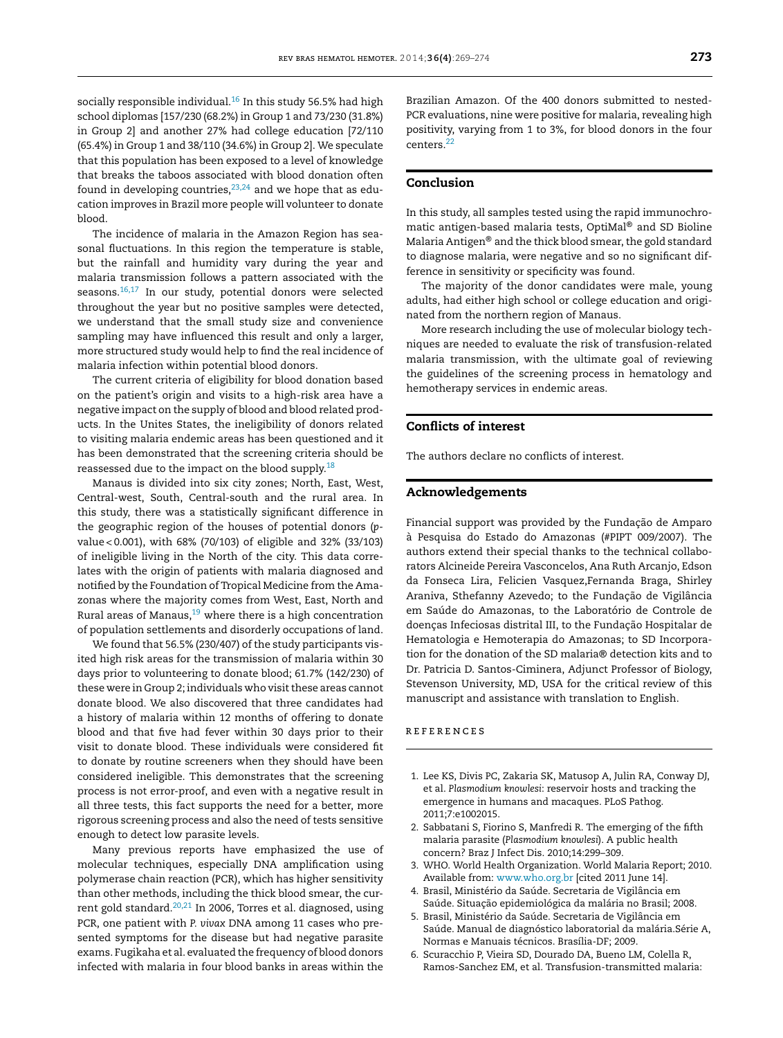socially responsible individual.[16] In this study 56.5% had high school diplomas [157/230 (68.2%) in Group 1 and 73/230 (31.8%) in Group 2] and another 27% had college education [72/110 (65.4%) in Group 1 and 38/110 (34.6%) in Group 2]. We speculate that this population has been exposed to a level of knowledge that breaks the taboos associated with blood donation often found in developing countries,[23,24] and we hope that as education improves in Brazil more people will volunteer to donate blood.

The incidence of malaria in the Amazon Region has seasonal fluctuations. In this region the temperature is stable, but the rainfall and humidity vary during the year and malaria transmission follows a pattern associated with the seasons.[16,17] In our study, potential donors were selected throughout the year but no positive samples were detected, we understand that the small study size and convenience sampling may have influenced this result and only a larger, more structured study would help to find the real incidence of malaria infection within potential blood donors.

The current criteria of eligibility for blood donation based on the patient's origin and visits to a high-risk area have a negative impact on the supply of blood and blood related products. In the Unites States, the ineligibility of donors related to visiting malaria endemic areas has been questioned and it has been demonstrated that the screening criteria should be reassessed due to the impact on the blood supply.[18]

Manaus is divided into six city zones; North, East, West, Central-west, South, Central-south and the rural area. In this study, there was a statistically significant difference in the geographic region of the houses of potential donors ($p$-value < 0.001), with 68% (70/103) of eligible and 32% (33/103) of ineligible living in the North of the city. This data correlates with the origin of patients with malaria diagnosed and notified by the Foundation of Tropical Medicine from the Amazonas where the majority comes from West, East, North and Rural areas of Manaus,[19] where there is a high concentration of population settlements and disorderly occupations of land.

We found that 56.5% (230/407) of the study participants visited high risk areas for the transmission of malaria within 30 days prior to volunteering to donate blood; 61.7% (142/230) of these were in Group 2; individuals who visit these areas cannot donate blood. We also discovered that three candidates had a history of malaria within 12 months of offering to donate blood and that five had fever within 30 days prior to their visit to donate blood. These individuals were considered fit to donate by routine screeners when they should have been considered ineligible. This demonstrates that the screening process is not error-proof, and even with a negative result in all three tests, this fact supports the need for a better, more rigorous screening process and also the need of tests sensitive enough to detect low parasite levels.

Many previous reports have emphasized the use of molecular techniques, especially DNA amplification using polymerase chain reaction (PCR), which has higher sensitivity than other methods, including the thick blood smear, the current gold standard.[20,21] In 2006, Torres et al. diagnosed, using PCR, one patient with *P. vivax* DNA among 11 cases who presented symptoms for the disease but had negative parasite exams. Fugikaha et al. evaluated the frequency of blood donors infected with malaria in four blood banks in areas within the Brazilian Amazon. Of the 400 donors submitted to nested-PCR evaluations, nine were positive for malaria, revealing high positivity, varying from 1 to 3%, for blood donors in the four centers.[22]

## Conclusion

In this study, all samples tested using the rapid immunochromatic antigen-based malaria tests, OptiMal® and SD Bioline Malaria Antigen® and the thick blood smear, the gold standard to diagnose malaria, were negative and so no significant difference in sensitivity or specificity was found.

The majority of the donor candidates were male, young adults, had either high school or college education and originated from the northern region of Manaus.

More research including the use of molecular biology techniques are needed to evaluate the risk of transfusion-related malaria transmission, with the ultimate goal of reviewing the guidelines of the screening process in hematology and hemotherapy services in endemic areas.

## Conflicts of interest

The authors declare no conflicts of interest.

## Acknowledgements

Financial support was provided by the Fundação de Amparo à Pesquisa do Estado do Amazonas (#PIPT 009/2007). The authors extend their special thanks to the technical collaborators Alcineide Pereira Vasconcelos, Ana Ruth Arcanjo, Edson da Fonseca Lira, Felicien Vasquez,Fernanda Braga, Shirley Araniva, Sthefanny Azevedo; to the Fundação de Vigilância em Saúde do Amazonas, to the Laboratório de Controle de doenças Infeciosas distrital III, to the Fundação Hospitalar de Hematologia e Hemoterapia do Amazonas; to SD Incorporation for the donation of the SD malaria® detection kits and to Dr. Patricia D. Santos-Ciminera, Adjunct Professor of Biology, Stevenson University, MD, USA for the critical review of this manuscript and assistance with translation to English.

## REFERENCES

1. Lee KS, Divis PC, Zakaria SK, Matusop A, Julin RA, Conway DJ, et al. *Plasmodium knowlesi*: reservoir hosts and tracking the emergence in humans and macaques. PLoS Pathog. 2011;7:e1002015.
2. Sabbatani S, Fiorino S, Manfredi R. The emerging of the fifth malaria parasite (*Plasmodium knowlesi*). A public health concern? Braz J Infect Dis. 2010;14:299–309.
3. WHO. World Health Organization. World Malaria Report; 2010. Available from: www.who.org.br [cited 2011 June 14].
4. Brasil, Ministério da Saúde. Secretaria de Vigilância em Saúde. Situação epidemiológica da malária no Brasil; 2008.
5. Brasil, Ministério da Saúde. Secretaria de Vigilância em Saúde. Manual de diagnóstico laboratorial da malária.Série A, Normas e Manuais técnicos. Brasília-DF; 2009.
6. Scuracchio P, Vieira SD, Dourado DA, Bueno LM, Colella R, Ramos-Sanchez EM, et al. Transfusion-transmitted malaria: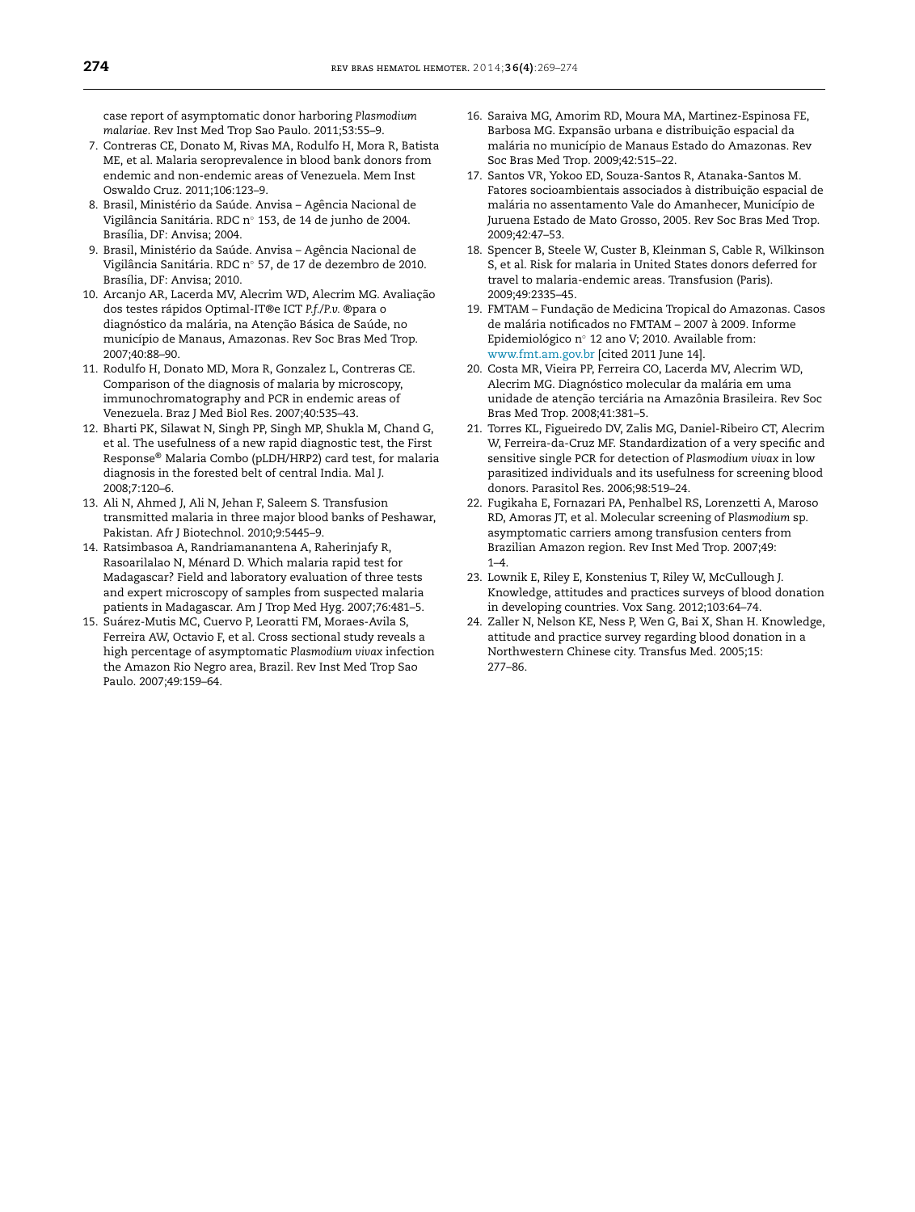case report of asymptomatic donor harboring *Plasmodium malariae*. Rev Inst Med Trop Sao Paulo. 2011;53:55–9.

7. Contreras CE, Donato M, Rivas MA, Rodulfo H, Mora R, Batista ME, et al. Malaria seroprevalence in blood bank donors from endemic and non-endemic areas of Venezuela. Mem Inst Oswaldo Cruz. 2011;106:123–9.
8. Brasil, Ministério da Saúde. Anvisa – Agência Nacional de Vigilância Sanitária. RDC n° 153, de 14 de junho de 2004. Brasília, DF: Anvisa; 2004.
9. Brasil, Ministério da Saúde. Anvisa – Agência Nacional de Vigilância Sanitária. RDC n° 57, de 17 de dezembro de 2010. Brasília, DF: Anvisa; 2010.
10. Arcanjo AR, Lacerda MV, Alecrim WD, Alecrim MG. Avaliação dos testes rápidos Optimal-IT®e ICT *P.f./P.v.* ®para o diagnóstico da malária, na Atenção Básica de Saúde, no município de Manaus, Amazonas. Rev Soc Bras Med Trop. 2007;40:88–90.
11. Rodulfo H, Donato MD, Mora R, Gonzalez L, Contreras CE. Comparison of the diagnosis of malaria by microscopy, immunochromatography and PCR in endemic areas of Venezuela. Braz J Med Biol Res. 2007;40:535–43.
12. Bharti PK, Silawat N, Singh PP, Singh MP, Shukla M, Chand G, et al. The usefulness of a new rapid diagnostic test, the First Response® Malaria Combo (pLDH/HRP2) card test, for malaria diagnosis in the forested belt of central India. Mal J. 2008;7:120–6.
13. Ali N, Ahmed J, Ali N, Jehan F, Saleem S. Transfusion transmitted malaria in three major blood banks of Peshawar, Pakistan. Afr J Biotechnol. 2010;9:5445–9.
14. Ratsimbasoa A, Randriamanantena A, Raherinjafy R, Rasoarilalao N, Ménard D. Which malaria rapid test for Madagascar? Field and laboratory evaluation of three tests and expert microscopy of samples from suspected malaria patients in Madagascar. Am J Trop Med Hyg. 2007;76:481–5.
15. Suárez-Mutis MC, Cuervo P, Leoratti FM, Moraes-Avila S, Ferreira AW, Octavio F, et al. Cross sectional study reveals a high percentage of asymptomatic *Plasmodium vivax* infection the Amazon Rio Negro area, Brazil. Rev Inst Med Trop Sao Paulo. 2007;49:159–64.
16. Saraiva MG, Amorim RD, Moura MA, Martinez-Espinosa FE, Barbosa MG. Expansão urbana e distribuição espacial da malária no município de Manaus Estado do Amazonas. Rev Soc Bras Med Trop. 2009;42:515–22.
17. Santos VR, Yokoo ED, Souza-Santos R, Atanaka-Santos M. Fatores socioambientais associados à distribuição espacial de malária no assentamento Vale do Amanhecer, Município de Juruena Estado de Mato Grosso, 2005. Rev Soc Bras Med Trop. 2009;42:47–53.
18. Spencer B, Steele W, Custer B, Kleinman S, Cable R, Wilkinson S, et al. Risk for malaria in United States donors deferred for travel to malaria-endemic areas. Transfusion (Paris). 2009;49:2335–45.
19. FMTAM – Fundação de Medicina Tropical do Amazonas. Casos de malária notificados no FMTAM – 2007 à 2009. Informe Epidemiológico n° 12 ano V; 2010. Available from: www.fmt.am.gov.br [cited 2011 June 14].
20. Costa MR, Vieira PP, Ferreira CO, Lacerda MV, Alecrim WD, Alecrim MG. Diagnóstico molecular da malária em uma unidade de atenção terciária na Amazônia Brasileira. Rev Soc Bras Med Trop. 2008;41:381–5.
21. Torres KL, Figueiredo DV, Zalis MG, Daniel-Ribeiro CT, Alecrim W, Ferreira-da-Cruz MF. Standardization of a very specific and sensitive single PCR for detection of *Plasmodium vivax* in low parasitized individuals and its usefulness for screening blood donors. Parasitol Res. 2006;98:519–24.
22. Fugikaha E, Fornazari PA, Penhalbel RS, Lorenzetti A, Maroso RD, Amoras JT, et al. Molecular screening of *Plasmodium* sp. asymptomatic carriers among transfusion centers from Brazilian Amazon region. Rev Inst Med Trop. 2007;49: 1–4.
23. Lownik E, Riley E, Konstenius T, Riley W, McCullough J. Knowledge, attitudes and practices surveys of blood donation in developing countries. Vox Sang. 2012;103:64–74.
24. Zaller N, Nelson KE, Ness P, Wen G, Bai X, Shan H. Knowledge, attitude and practice survey regarding blood donation in a Northwestern Chinese city. Transfus Med. 2005;15: 277–86.